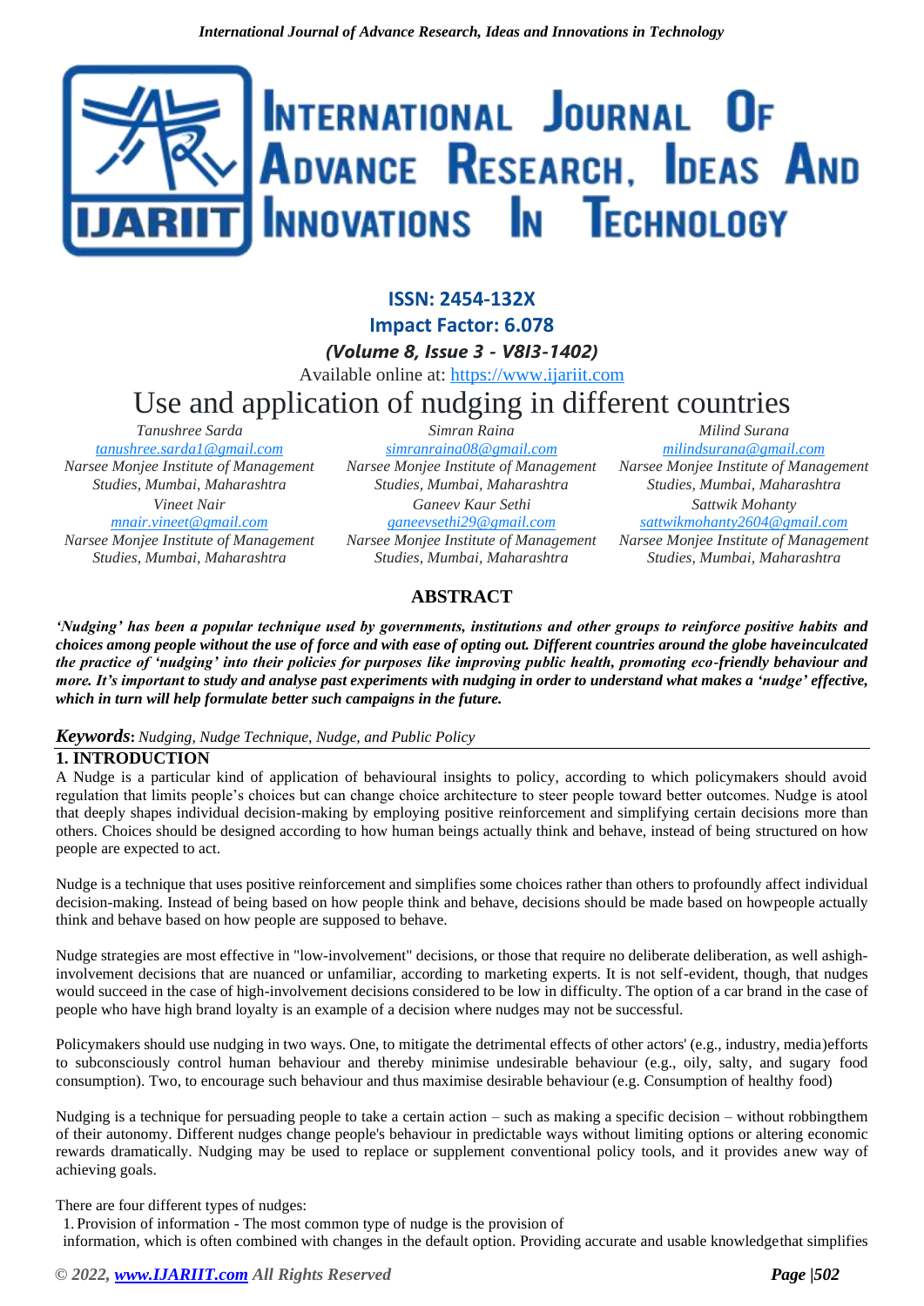**ISSN: 2454-132X**

**Impact Factor: 6.078**

***(Volume 8, Issue 3 - V8I3-1402)***

Available online at: https://www.ijariit.com

# Use and application of nudging in different countries

*Tanushree Sarda*
*tanushree.sarda1@gmail.com*
*Narsee Monjee Institute of Management Studies, Mumbai, Maharashtra*

*Simran Raina*
*simranraina08@gmail.com*
*Narsee Monjee Institute of Management Studies, Mumbai, Maharashtra*

*Milind Surana*
*milindsurana@gmail.com*
*Narsee Monjee Institute of Management Studies, Mumbai, Maharashtra*

*Vineet Nair*
*mnair.vineet@gmail.com*
*Narsee Monjee Institute of Management Studies, Mumbai, Maharashtra*

*Ganeev Kaur Sethi*
*ganeevsethi29@gmail.com*
*Narsee Monjee Institute of Management Studies, Mumbai, Maharashtra*

*Sattwik Mohanty*
*sattwikmohanty2604@gmail.com*
*Narsee Monjee Institute of Management Studies, Mumbai, Maharashtra*

## ABSTRACT

***'Nudging' has been a popular technique used by governments, institutions and other groups to reinforce positive habits and choices among people without the use of force and with ease of opting out. Different countries around the globe haveinculcated the practice of 'nudging' into their policies for purposes like improving public health, promoting eco-friendly behaviour and more. It's important to study and analyse past experiments with nudging in order to understand what makes a 'nudge' effective, which in turn will help formulate better such campaigns in the future.***

***Keywords**: Nudging, Nudge Technique, Nudge, and Public Policy*

## 1. INTRODUCTION

A Nudge is a particular kind of application of behavioural insights to policy, according to which policymakers should avoid regulation that limits people's choices but can change choice architecture to steer people toward better outcomes. Nudge is atool that deeply shapes individual decision-making by employing positive reinforcement and simplifying certain decisions more than others. Choices should be designed according to how human beings actually think and behave, instead of being structured on how people are expected to act.

Nudge is a technique that uses positive reinforcement and simplifies some choices rather than others to profoundly affect individual decision-making. Instead of being based on how people think and behave, decisions should be made based on howpeople actually think and behave based on how people are supposed to behave.

Nudge strategies are most effective in "low-involvement" decisions, or those that require no deliberate deliberation, as well ashigh-involvement decisions that are nuanced or unfamiliar, according to marketing experts. It is not self-evident, though, that nudges would succeed in the case of high-involvement decisions considered to be low in difficulty. The option of a car brand in the case of people who have high brand loyalty is an example of a decision where nudges may not be successful.

Policymakers should use nudging in two ways. One, to mitigate the detrimental effects of other actors' (e.g., industry, media)efforts to subconsciously control human behaviour and thereby minimise undesirable behaviour (e.g., oily, salty, and sugary food consumption). Two, to encourage such behaviour and thus maximise desirable behaviour (e.g. Consumption of healthy food)

Nudging is a technique for persuading people to take a certain action – such as making a specific decision – without robbingthem of their autonomy. Different nudges change people's behaviour in predictable ways without limiting options or altering economic rewards dramatically. Nudging may be used to replace or supplement conventional policy tools, and it provides anew way of achieving goals.

There are four different types of nudges:

1. Provision of information - The most common type of nudge is the provision of information, which is often combined with changes in the default option. Providing accurate and usable knowledgethat simplifies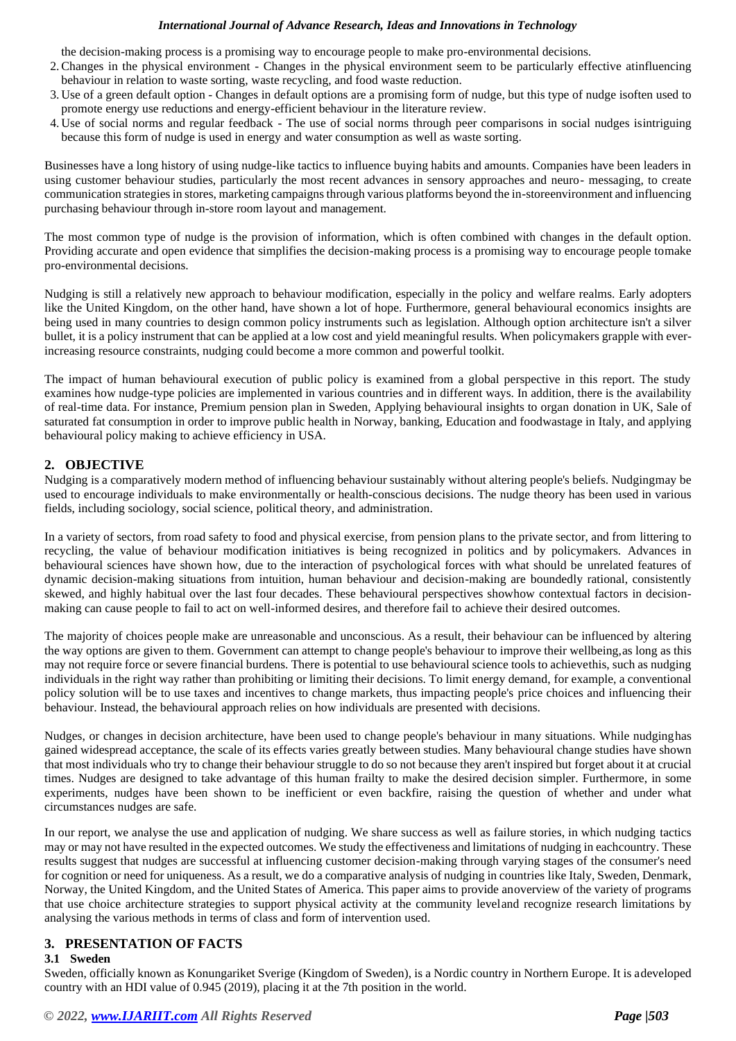the decision-making process is a promising way to encourage people to make pro-environmental decisions.

2. Changes in the physical environment - Changes in the physical environment seem to be particularly effective atinfluencing behaviour in relation to waste sorting, waste recycling, and food waste reduction.
3. Use of a green default option - Changes in default options are a promising form of nudge, but this type of nudge isoften used to promote energy use reductions and energy-efficient behaviour in the literature review.
4. Use of social norms and regular feedback - The use of social norms through peer comparisons in social nudges isintriguing because this form of nudge is used in energy and water consumption as well as waste sorting.

Businesses have a long history of using nudge-like tactics to influence buying habits and amounts. Companies have been leaders in using customer behaviour studies, particularly the most recent advances in sensory approaches and neuro- messaging, to create communication strategies in stores, marketing campaigns through various platforms beyond the in-storeenvironment and influencing purchasing behaviour through in-store room layout and management.

The most common type of nudge is the provision of information, which is often combined with changes in the default option. Providing accurate and open evidence that simplifies the decision-making process is a promising way to encourage people tomake pro-environmental decisions.

Nudging is still a relatively new approach to behaviour modification, especially in the policy and welfare realms. Early adopters like the United Kingdom, on the other hand, have shown a lot of hope. Furthermore, general behavioural economics insights are being used in many countries to design common policy instruments such as legislation. Although option architecture isn't a silver bullet, it is a policy instrument that can be applied at a low cost and yield meaningful results. When policymakers grapple with ever-increasing resource constraints, nudging could become a more common and powerful toolkit.

The impact of human behavioural execution of public policy is examined from a global perspective in this report. The study examines how nudge-type policies are implemented in various countries and in different ways. In addition, there is the availability of real-time data. For instance, Premium pension plan in Sweden, Applying behavioural insights to organ donation in UK, Sale of saturated fat consumption in order to improve public health in Norway, banking, Education and foodwastage in Italy, and applying behavioural policy making to achieve efficiency in USA.

## 2. OBJECTIVE

Nudging is a comparatively modern method of influencing behaviour sustainably without altering people's beliefs. Nudgingmay be used to encourage individuals to make environmentally or health-conscious decisions. The nudge theory has been used in various fields, including sociology, social science, political theory, and administration.

In a variety of sectors, from road safety to food and physical exercise, from pension plans to the private sector, and from littering to recycling, the value of behaviour modification initiatives is being recognized in politics and by policymakers. Advances in behavioural sciences have shown how, due to the interaction of psychological forces with what should be unrelated features of dynamic decision-making situations from intuition, human behaviour and decision-making are boundedly rational, consistently skewed, and highly habitual over the last four decades. These behavioural perspectives showhow contextual factors in decision-making can cause people to fail to act on well-informed desires, and therefore fail to achieve their desired outcomes.

The majority of choices people make are unreasonable and unconscious. As a result, their behaviour can be influenced by altering the way options are given to them. Government can attempt to change people's behaviour to improve their wellbeing,as long as this may not require force or severe financial burdens. There is potential to use behavioural science tools to achievethis, such as nudging individuals in the right way rather than prohibiting or limiting their decisions. To limit energy demand, for example, a conventional policy solution will be to use taxes and incentives to change markets, thus impacting people's price choices and influencing their behaviour. Instead, the behavioural approach relies on how individuals are presented with decisions.

Nudges, or changes in decision architecture, have been used to change people's behaviour in many situations. While nudginghas gained widespread acceptance, the scale of its effects varies greatly between studies. Many behavioural change studies have shown that most individuals who try to change their behaviour struggle to do so not because they aren't inspired but forget about it at crucial times. Nudges are designed to take advantage of this human frailty to make the desired decision simpler. Furthermore, in some experiments, nudges have been shown to be inefficient or even backfire, raising the question of whether and under what circumstances nudges are safe.

In our report, we analyse the use and application of nudging. We share success as well as failure stories, in which nudging tactics may or may not have resulted in the expected outcomes. We study the effectiveness and limitations of nudging in eachcountry. These results suggest that nudges are successful at influencing customer decision-making through varying stages of the consumer's need for cognition or need for uniqueness. As a result, we do a comparative analysis of nudging in countries like Italy, Sweden, Denmark, Norway, the United Kingdom, and the United States of America. This paper aims to provide anoverview of the variety of programs that use choice architecture strategies to support physical activity at the community leveland recognize research limitations by analysing the various methods in terms of class and form of intervention used.

## 3. PRESENTATION OF FACTS

### 3.1 Sweden

Sweden, officially known as Konungariket Sverige (Kingdom of Sweden), is a Nordic country in Northern Europe. It is adeveloped country with an HDI value of 0.945 (2019), placing it at the 7th position in the world.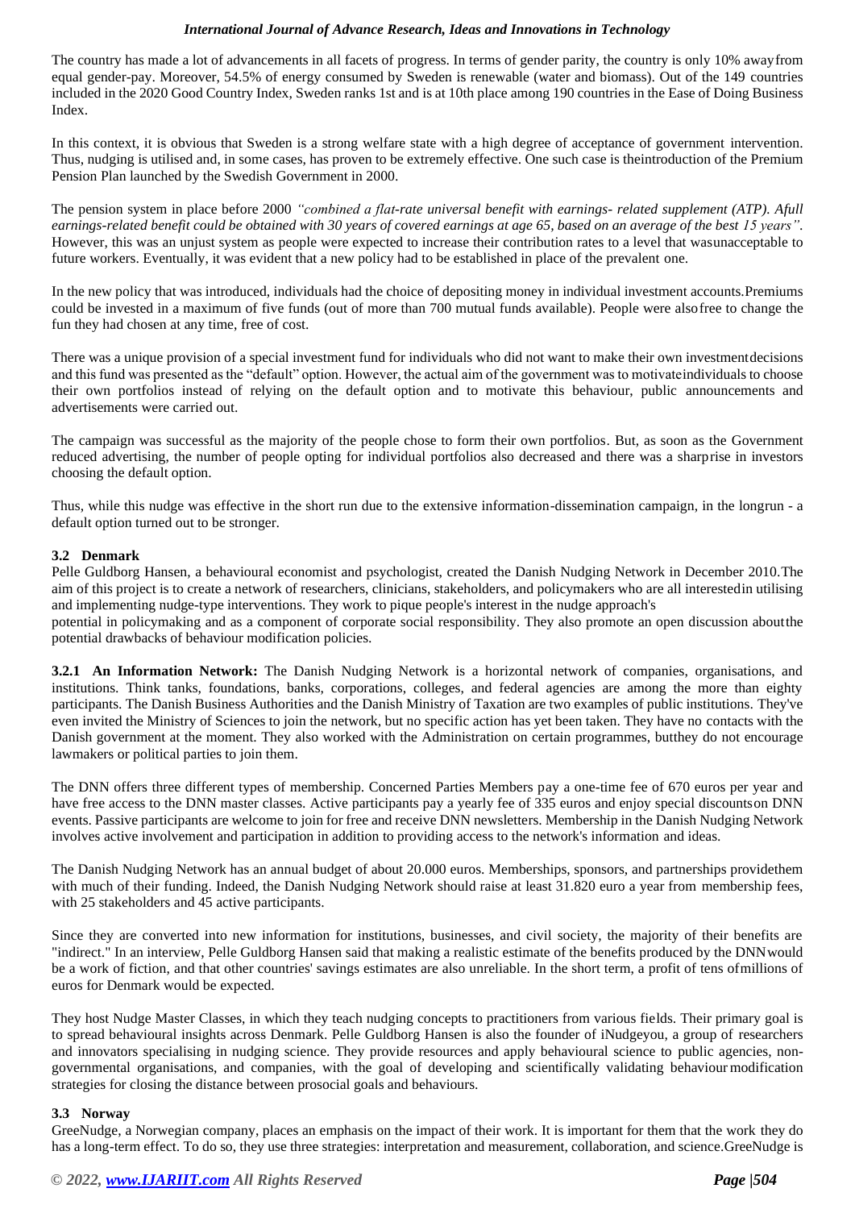The country has made a lot of advancements in all facets of progress. In terms of gender parity, the country is only 10% away from equal gender-pay. Moreover, 54.5% of energy consumed by Sweden is renewable (water and biomass). Out of the 149 countries included in the 2020 Good Country Index, Sweden ranks 1st and is at 10th place among 190 countries in the Ease of Doing Business Index.

In this context, it is obvious that Sweden is a strong welfare state with a high degree of acceptance of government intervention. Thus, nudging is utilised and, in some cases, has proven to be extremely effective. One such case is the introduction of the Premium Pension Plan launched by the Swedish Government in 2000.

The pension system in place before 2000 *"combined a flat-rate universal benefit with earnings- related supplement (ATP). A full earnings-related benefit could be obtained with 30 years of covered earnings at age 65, based on an average of the best 15 years"*. However, this was an unjust system as people were expected to increase their contribution rates to a level that was unacceptable to future workers. Eventually, it was evident that a new policy had to be established in place of the prevalent one.

In the new policy that was introduced, individuals had the choice of depositing money in individual investment accounts. Premiums could be invested in a maximum of five funds (out of more than 700 mutual funds available). People were also free to change the fun they had chosen at any time, free of cost.

There was a unique provision of a special investment fund for individuals who did not want to make their own investment decisions and this fund was presented as the "default" option. However, the actual aim of the government was to motivate individuals to choose their own portfolios instead of relying on the default option and to motivate this behaviour, public announcements and advertisements were carried out.

The campaign was successful as the majority of the people chose to form their own portfolios. But, as soon as the Government reduced advertising, the number of people opting for individual portfolios also decreased and there was a sharp rise in investors choosing the default option.

Thus, while this nudge was effective in the short run due to the extensive information-dissemination campaign, in the long run - a default option turned out to be stronger.

### 3.2 Denmark

Pelle Guldborg Hansen, a behavioural economist and psychologist, created the Danish Nudging Network in December 2010. The aim of this project is to create a network of researchers, clinicians, stakeholders, and policymakers who are all interested in utilising and implementing nudge-type interventions. They work to pique people's interest in the nudge approach's potential in policymaking and as a component of corporate social responsibility. They also promote an open discussion about the potential drawbacks of behaviour modification policies.

**3.2.1 An Information Network:** The Danish Nudging Network is a horizontal network of companies, organisations, and institutions. Think tanks, foundations, banks, corporations, colleges, and federal agencies are among the more than eighty participants. The Danish Business Authorities and the Danish Ministry of Taxation are two examples of public institutions. They've even invited the Ministry of Sciences to join the network, but no specific action has yet been taken. They have no contacts with the Danish government at the moment. They also worked with the Administration on certain programmes, but they do not encourage lawmakers or political parties to join them.

The DNN offers three different types of membership. Concerned Parties Members pay a one-time fee of 670 euros per year and have free access to the DNN master classes. Active participants pay a yearly fee of 335 euros and enjoy special discounts on DNN events. Passive participants are welcome to join for free and receive DNN newsletters. Membership in the Danish Nudging Network involves active involvement and participation in addition to providing access to the network's information and ideas.

The Danish Nudging Network has an annual budget of about 20.000 euros. Memberships, sponsors, and partnerships provide them with much of their funding. Indeed, the Danish Nudging Network should raise at least 31.820 euro a year from membership fees, with 25 stakeholders and 45 active participants.

Since they are converted into new information for institutions, businesses, and civil society, the majority of their benefits are "indirect." In an interview, Pelle Guldborg Hansen said that making a realistic estimate of the benefits produced by the DNN would be a work of fiction, and that other countries' savings estimates are also unreliable. In the short term, a profit of tens of millions of euros for Denmark would be expected.

They host Nudge Master Classes, in which they teach nudging concepts to practitioners from various fields. Their primary goal is to spread behavioural insights across Denmark. Pelle Guldborg Hansen is also the founder of iNudgeyou, a group of researchers and innovators specialising in nudging science. They provide resources and apply behavioural science to public agencies, non-governmental organisations, and companies, with the goal of developing and scientifically validating behaviour modification strategies for closing the distance between prosocial goals and behaviours.

### 3.3 Norway

GreeNudge, a Norwegian company, places an emphasis on the impact of their work. It is important for them that the work they do has a long-term effect. To do so, they use three strategies: interpretation and measurement, collaboration, and science. GreeNudge is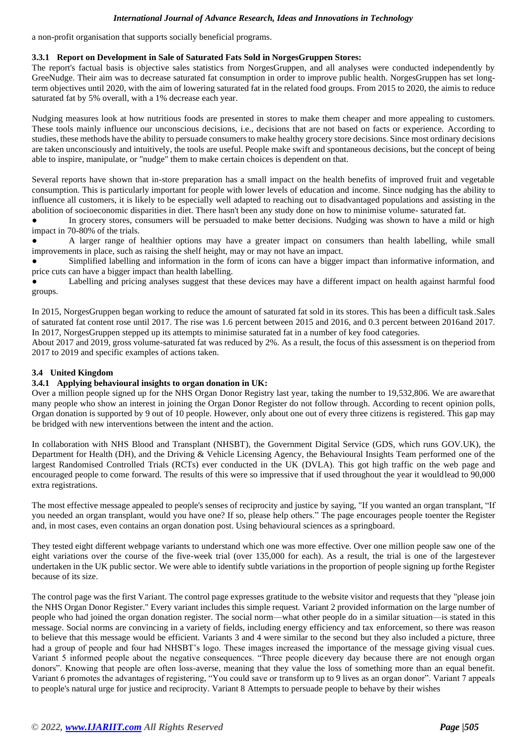a non-profit organisation that supports socially beneficial programs.

### 3.3.1 Report on Development in Sale of Saturated Fats Sold in NorgesGruppen Stores:

The report's factual basis is objective sales statistics from NorgesGruppen, and all analyses were conducted independently by GreeNudge. Their aim was to decrease saturated fat consumption in order to improve public health. NorgesGruppen has set long-term objectives until 2020, with the aim of lowering saturated fat in the related food groups. From 2015 to 2020, the aimis to reduce saturated fat by 5% overall, with a 1% decrease each year.

Nudging measures look at how nutritious foods are presented in stores to make them cheaper and more appealing to customers. These tools mainly influence our unconscious decisions, i.e., decisions that are not based on facts or experience. According to studies, these methods have the ability to persuade consumers to make healthy grocery store decisions. Since most ordinary decisions are taken unconsciously and intuitively, the tools are useful. People make swift and spontaneous decisions, but the concept of being able to inspire, manipulate, or "nudge" them to make certain choices is dependent on that.

Several reports have shown that in-store preparation has a small impact on the health benefits of improved fruit and vegetable consumption. This is particularly important for people with lower levels of education and income. Since nudging has the ability to influence all customers, it is likely to be especially well adapted to reaching out to disadvantaged populations and assisting in the abolition of socioeconomic disparities in diet. There hasn't been any study done on how to minimise volume- saturated fat.

- In grocery stores, consumers will be persuaded to make better decisions. Nudging was shown to have a mild or high impact in 70-80% of the trials.
- A larger range of healthier options may have a greater impact on consumers than health labelling, while small improvements in place, such as raising the shelf height, may or may not have an impact.
- Simplified labelling and information in the form of icons can have a bigger impact than informative information, and price cuts can have a bigger impact than health labelling.
- Labelling and pricing analyses suggest that these devices may have a different impact on health against harmful food groups.

In 2015, NorgesGruppen began working to reduce the amount of saturated fat sold in its stores. This has been a difficult task.Sales of saturated fat content rose until 2017. The rise was 1.6 percent between 2015 and 2016, and 0.3 percent between 2016and 2017. In 2017, NorgesGruppen stepped up its attempts to minimise saturated fat in a number of key food categories.

About 2017 and 2019, gross volume-saturated fat was reduced by 2%. As a result, the focus of this assessment is on theperiod from 2017 to 2019 and specific examples of actions taken.

## 3.4 United Kingdom

### 3.4.1 Applying behavioural insights to organ donation in UK:

Over a million people signed up for the NHS Organ Donor Registry last year, taking the number to 19,532,806. We are awarethat many people who show an interest in joining the Organ Donor Register do not follow through. According to recent opinion polls, Organ donation is supported by 9 out of 10 people. However, only about one out of every three citizens is registered. This gap may be bridged with new interventions between the intent and the action.

In collaboration with NHS Blood and Transplant (NHSBT), the Government Digital Service (GDS, which runs GOV.UK), the Department for Health (DH), and the Driving & Vehicle Licensing Agency, the Behavioural Insights Team performed one of the largest Randomised Controlled Trials (RCTs) ever conducted in the UK (DVLA). This got high traffic on the web page and encouraged people to come forward. The results of this were so impressive that if used throughout the year it wouldlead to 90,000 extra registrations.

The most effective message appealed to people's senses of reciprocity and justice by saying, "If you wanted an organ transplant, "If you needed an organ transplant, would you have one? If so, please help others." The page encourages people toenter the Register and, in most cases, even contains an organ donation post. Using behavioural sciences as a springboard.

They tested eight different webpage variants to understand which one was more effective. Over one million people saw one of the eight variations over the course of the five-week trial (over 135,000 for each). As a result, the trial is one of the largestever undertaken in the UK public sector. We were able to identify subtle variations in the proportion of people signing up forthe Register because of its size.

The control page was the first Variant. The control page expresses gratitude to the website visitor and requests that they "please join the NHS Organ Donor Register." Every variant includes this simple request. Variant 2 provided information on the large number of people who had joined the organ donation register. The social norm—what other people do in a similar situation—is stated in this message. Social norms are convincing in a variety of fields, including energy efficiency and tax enforcement, so there was reason to believe that this message would be efficient. Variants 3 and 4 were similar to the second but they also included a picture, three had a group of people and four had NHSBT's logo. These images increased the importance of the message giving visual cues. Variant 5 informed people about the negative consequences. "Three people dieevery day because there are not enough organ donors". Knowing that people are often loss-averse, meaning that they value the loss of something more than an equal benefit. Variant 6 promotes the advantages of registering, "You could save or transform up to 9 lives as an organ donor". Variant 7 appeals to people's natural urge for justice and reciprocity. Variant 8 Attempts to persuade people to behave by their wishes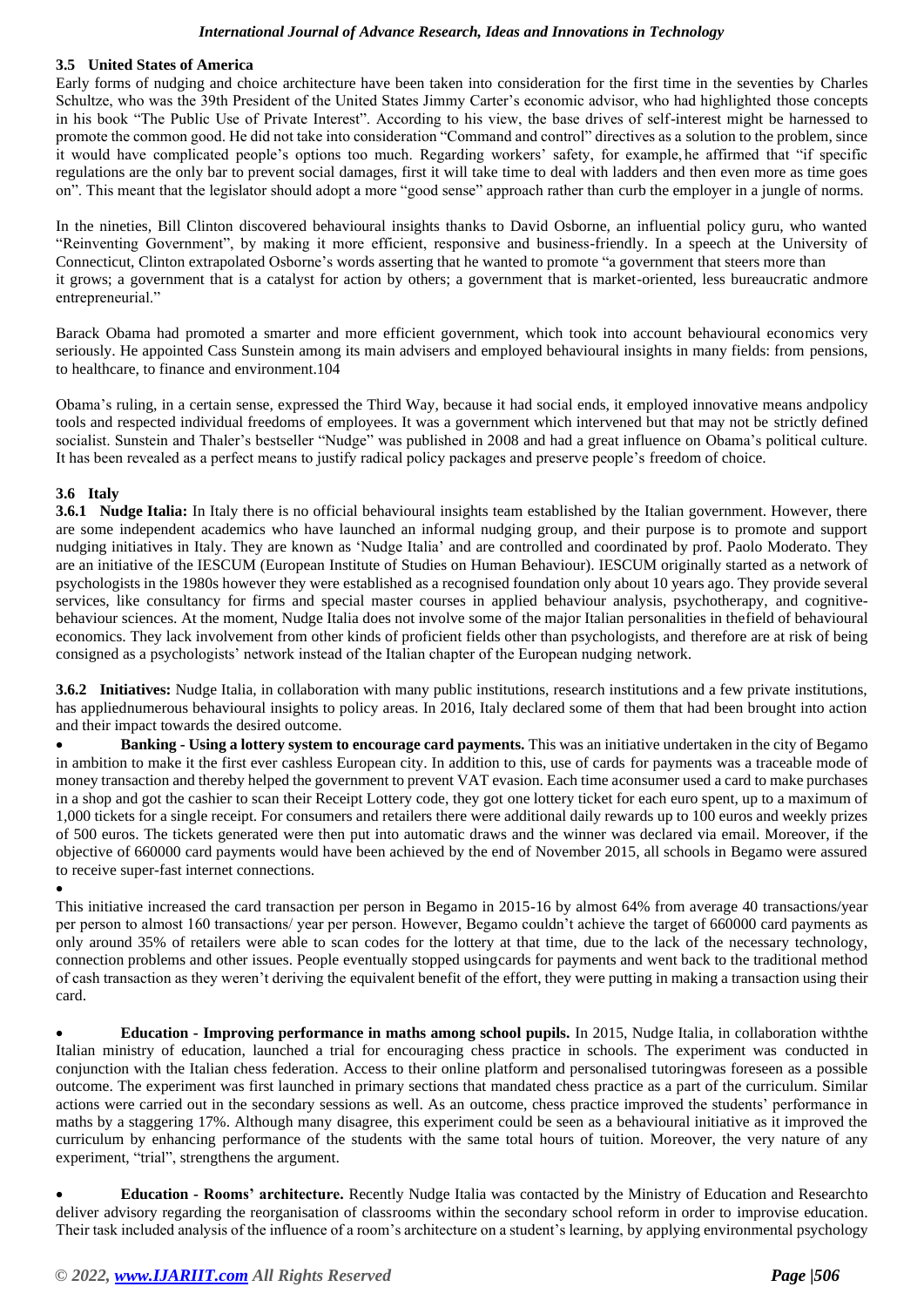### 3.5 United States of America

Early forms of nudging and choice architecture have been taken into consideration for the first time in the seventies by Charles Schultze, who was the 39th President of the United States Jimmy Carter's economic advisor, who had highlighted those concepts in his book "The Public Use of Private Interest". According to his view, the base drives of self-interest might be harnessed to promote the common good. He did not take into consideration "Command and control" directives as a solution to the problem, since it would have complicated people's options too much. Regarding workers' safety, for example, he affirmed that "if specific regulations are the only bar to prevent social damages, first it will take time to deal with ladders and then even more as time goes on". This meant that the legislator should adopt a more "good sense" approach rather than curb the employer in a jungle of norms.

In the nineties, Bill Clinton discovered behavioural insights thanks to David Osborne, an influential policy guru, who wanted "Reinventing Government", by making it more efficient, responsive and business-friendly. In a speech at the University of Connecticut, Clinton extrapolated Osborne's words asserting that he wanted to promote "a government that steers more than it grows; a government that is a catalyst for action by others; a government that is market-oriented, less bureaucratic andmore entrepreneurial."

Barack Obama had promoted a smarter and more efficient government, which took into account behavioural economics very seriously. He appointed Cass Sunstein among its main advisers and employed behavioural insights in many fields: from pensions, to healthcare, to finance and environment.104

Obama's ruling, in a certain sense, expressed the Third Way, because it had social ends, it employed innovative means andpolicy tools and respected individual freedoms of employees. It was a government which intervened but that may not be strictly defined socialist. Sunstein and Thaler's bestseller "Nudge" was published in 2008 and had a great influence on Obama's political culture. It has been revealed as a perfect means to justify radical policy packages and preserve people's freedom of choice.

### 3.6 Italy

**3.6.1 Nudge Italia:** In Italy there is no official behavioural insights team established by the Italian government. However, there are some independent academics who have launched an informal nudging group, and their purpose is to promote and support nudging initiatives in Italy. They are known as 'Nudge Italia' and are controlled and coordinated by prof. Paolo Moderato. They are an initiative of the IESCUM (European Institute of Studies on Human Behaviour). IESCUM originally started as a network of psychologists in the 1980s however they were established as a recognised foundation only about 10 years ago. They provide several services, like consultancy for firms and special master courses in applied behaviour analysis, psychotherapy, and cognitive-behaviour sciences. At the moment, Nudge Italia does not involve some of the major Italian personalities in thefield of behavioural economics. They lack involvement from other kinds of proficient fields other than psychologists, and therefore are at risk of being consigned as a psychologists' network instead of the Italian chapter of the European nudging network.

**3.6.2 Initiatives:** Nudge Italia, in collaboration with many public institutions, research institutions and a few private institutions, has appliednumerous behavioural insights to policy areas. In 2016, Italy declared some of them that had been brought into action and their impact towards the desired outcome.

- **Banking - Using a lottery system to encourage card payments.** This was an initiative undertaken in the city of Begamo in ambition to make it the first ever cashless European city. In addition to this, use of cards for payments was a traceable mode of money transaction and thereby helped the government to prevent VAT evasion. Each time aconsumer used a card to make purchases in a shop and got the cashier to scan their Receipt Lottery code, they got one lottery ticket for each euro spent, up to a maximum of 1,000 tickets for a single receipt. For consumers and retailers there were additional daily rewards up to 100 euros and weekly prizes of 500 euros. The tickets generated were then put into automatic draws and the winner was declared via email. Moreover, if the objective of 660000 card payments would have been achieved by the end of November 2015, all schools in Begamo were assured to receive super-fast internet connections.

This initiative increased the card transaction per person in Begamo in 2015-16 by almost 64% from average 40 transactions/year per person to almost 160 transactions/ year per person. However, Begamo couldn't achieve the target of 660000 card payments as only around 35% of retailers were able to scan codes for the lottery at that time, due to the lack of the necessary technology, connection problems and other issues. People eventually stopped usingcards for payments and went back to the traditional method of cash transaction as they weren't deriving the equivalent benefit of the effort, they were putting in making a transaction using their card.

- **Education - Improving performance in maths among school pupils.** In 2015, Nudge Italia, in collaboration withthe Italian ministry of education, launched a trial for encouraging chess practice in schools. The experiment was conducted in conjunction with the Italian chess federation. Access to their online platform and personalised tutoringwas foreseen as a possible outcome. The experiment was first launched in primary sections that mandated chess practice as a part of the curriculum. Similar actions were carried out in the secondary sessions as well. As an outcome, chess practice improved the students' performance in maths by a staggering 17%. Although many disagree, this experiment could be seen as a behavioural initiative as it improved the curriculum by enhancing performance of the students with the same total hours of tuition. Moreover, the very nature of any experiment, "trial", strengthens the argument.

- **Education - Rooms' architecture.** Recently Nudge Italia was contacted by the Ministry of Education and Researchto deliver advisory regarding the reorganisation of classrooms within the secondary school reform in order to improvise education. Their task included analysis of the influence of a room's architecture on a student's learning, by applying environmental psychology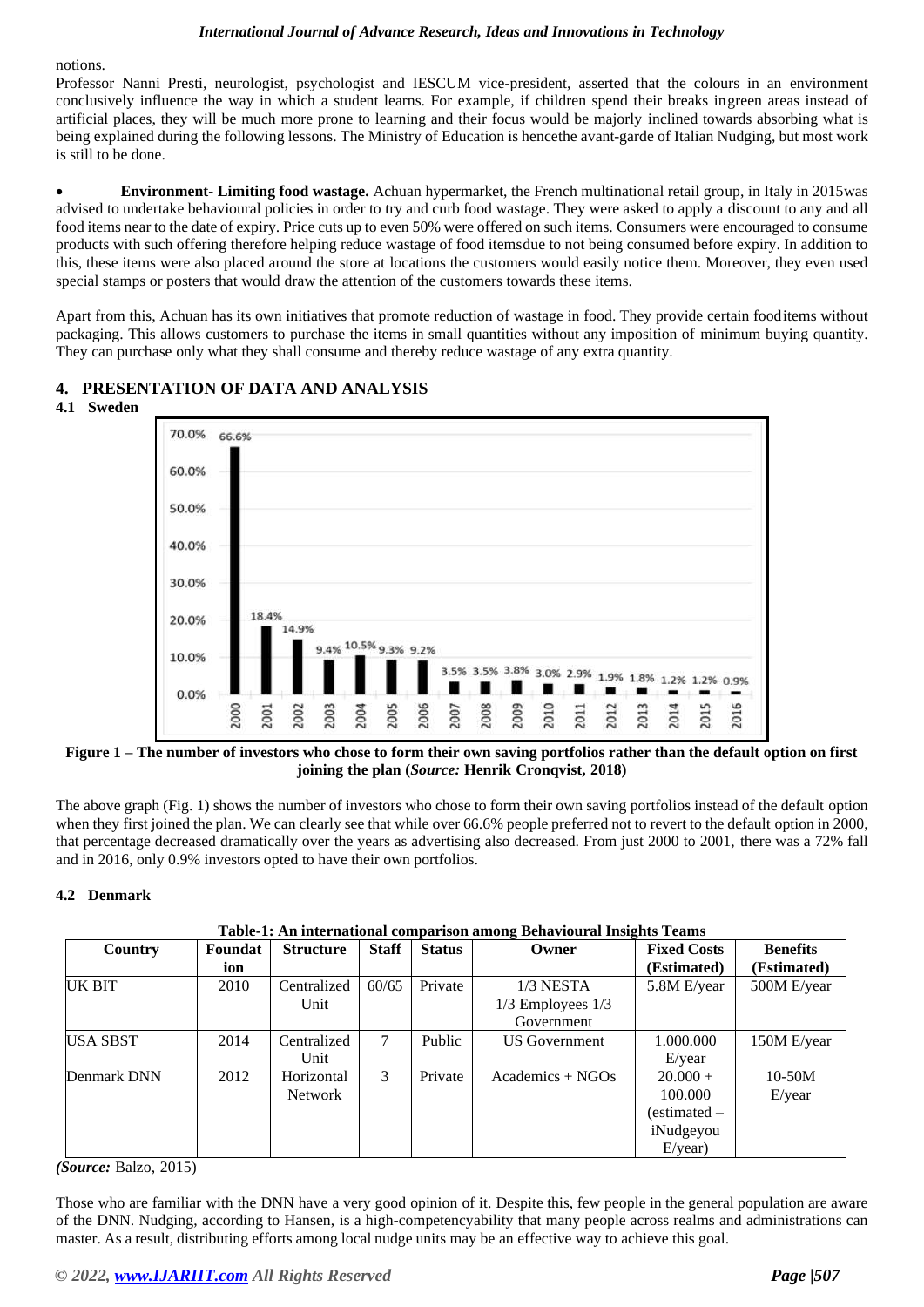notions.

Professor Nanni Presti, neurologist, psychologist and IESCUM vice-president, asserted that the colours in an environment conclusively influence the way in which a student learns. For example, if children spend their breaks ingreen areas instead of artificial places, they will be much more prone to learning and their focus would be majorly inclined towards absorbing what is being explained during the following lessons. The Ministry of Education is hencethe avant-garde of Italian Nudging, but most work is still to be done.

- **Environment- Limiting food wastage.** Achuan hypermarket, the French multinational retail group, in Italy in 2015was advised to undertake behavioural policies in order to try and curb food wastage. They were asked to apply a discount to any and all food items near to the date of expiry. Price cuts up to even 50% were offered on such items. Consumers were encouraged to consume products with such offering therefore helping reduce wastage of food itemsdue to not being consumed before expiry. In addition to this, these items were also placed around the store at locations the customers would easily notice them. Moreover, they even used special stamps or posters that would draw the attention of the customers towards these items.

Apart from this, Achuan has its own initiatives that promote reduction of wastage in food. They provide certain fooditems without packaging. This allows customers to purchase the items in small quantities without any imposition of minimum buying quantity. They can purchase only what they shall consume and thereby reduce wastage of any extra quantity.

## 4. PRESENTATION OF DATA AND ANALYSIS

### 4.1 Sweden

**Figure 1 – The number of investors who chose to form their own saving portfolios rather than the default option on first joining the plan (*Source:* Henrik Cronqvist, 2018)**

The above graph (Fig. 1) shows the number of investors who chose to form their own saving portfolios instead of the default option when they first joined the plan. We can clearly see that while over 66.6% people preferred not to revert to the default option in 2000, that percentage decreased dramatically over the years as advertising also decreased. From just 2000 to 2001, there was a 72% fall and in 2016, only 0.9% investors opted to have their own portfolios.

### 4.2 Denmark

**Table-1: An international comparison among Behavioural Insights Teams**

| Country | Foundation | Structure | Staff | Status | Owner | Fixed Costs (Estimated) | Benefits (Estimated) |
|---|---|---|---|---|---|---|---|
| UK BIT | 2010 | Centralized Unit | 60/65 | Private | 1/3 NESTA 1/3 Employees 1/3 Government | 5.8M E/year | 500M E/year |
| USA SBST | 2014 | Centralized Unit | 7 | Public | US Government | 1.000.000 E/year | 150M E/year |
| Denmark DNN | 2012 | Horizontal Network | 3 | Private | Academics + NGOs | 20.000 + 100.000 (estimated – iNudgeyou E/year) | 10-50M E/year |

*(Source:* Balzo, 2015)

Those who are familiar with the DNN have a very good opinion of it. Despite this, few people in the general population are aware of the DNN. Nudging, according to Hansen, is a high-competencyability that many people across realms and administrations can master. As a result, distributing efforts among local nudge units may be an effective way to achieve this goal.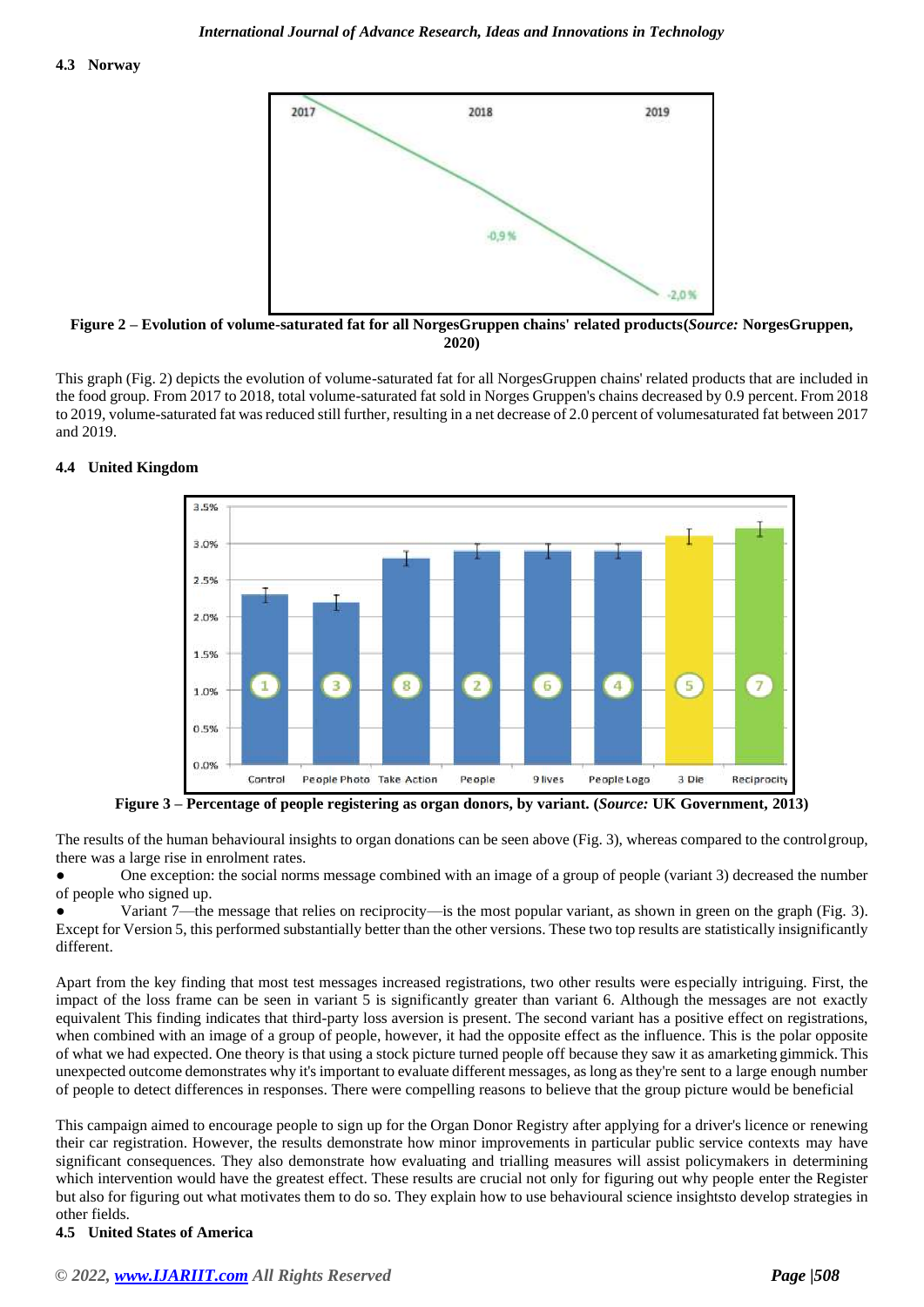### 4.3 Norway

**Figure 2 – Evolution of volume-saturated fat for all NorgesGruppen chains' related products(*Source:* NorgesGruppen, 2020)**

This graph (Fig. 2) depicts the evolution of volume-saturated fat for all NorgesGruppen chains' related products that are included in the food group. From 2017 to 2018, total volume-saturated fat sold in Norges Gruppen's chains decreased by 0.9 percent. From 2018 to 2019, volume-saturated fat was reduced still further, resulting in a net decrease of 2.0 percent of volumesaturated fat between 2017 and 2019.

### 4.4 United Kingdom

**Figure 3 – Percentage of people registering as organ donors, by variant. (*Source:* UK Government, 2013)**

The results of the human behavioural insights to organ donations can be seen above (Fig. 3), whereas compared to the controlgroup, there was a large rise in enrolment rates.

- One exception: the social norms message combined with an image of a group of people (variant 3) decreased the number of people who signed up.
- Variant 7—the message that relies on reciprocity—is the most popular variant, as shown in green on the graph (Fig. 3). Except for Version 5, this performed substantially better than the other versions. These two top results are statistically insignificantly different.

Apart from the key finding that most test messages increased registrations, two other results were especially intriguing. First, the impact of the loss frame can be seen in variant 5 is significantly greater than variant 6. Although the messages are not exactly equivalent This finding indicates that third-party loss aversion is present. The second variant has a positive effect on registrations, when combined with an image of a group of people, however, it had the opposite effect as the influence. This is the polar opposite of what we had expected. One theory is that using a stock picture turned people off because they saw it as amarketing gimmick. This unexpected outcome demonstrates why it's important to evaluate different messages, as long as they're sent to a large enough number of people to detect differences in responses. There were compelling reasons to believe that the group picture would be beneficial

This campaign aimed to encourage people to sign up for the Organ Donor Registry after applying for a driver's licence or renewing their car registration. However, the results demonstrate how minor improvements in particular public service contexts may have significant consequences. They also demonstrate how evaluating and trialling measures will assist policymakers in determining which intervention would have the greatest effect. These results are crucial not only for figuring out why people enter the Register but also for figuring out what motivates them to do so. They explain how to use behavioural science insightsto develop strategies in other fields.

### 4.5 United States of America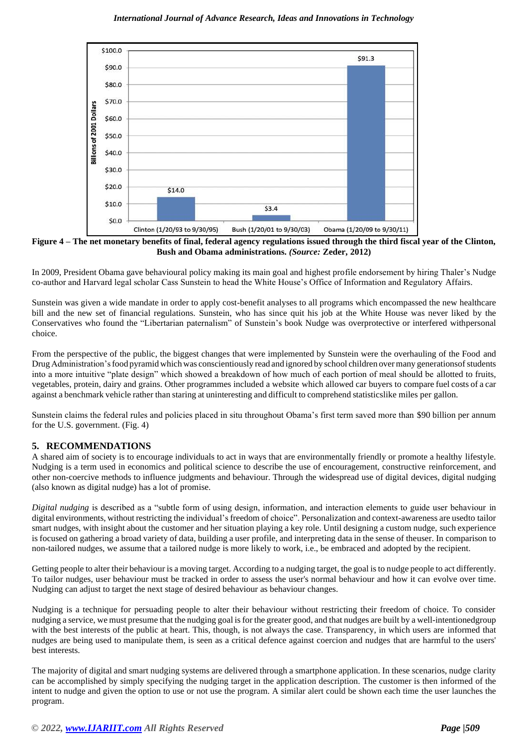Figure 4 – The net monetary benefits of final, federal agency regulations issued through the third fiscal year of the Clinton, Bush and Obama administrations. *(Source:* Zeder, 2012)

In 2009, President Obama gave behavioural policy making its main goal and highest profile endorsement by hiring Thaler's Nudge co-author and Harvard legal scholar Cass Sunstein to head the White House's Office of Information and Regulatory Affairs.

Sunstein was given a wide mandate in order to apply cost-benefit analyses to all programs which encompassed the new healthcare bill and the new set of financial regulations. Sunstein, who has since quit his job at the White House was never liked by the Conservatives who found the "Libertarian paternalism" of Sunstein's book Nudge was overprotective or interfered withpersonal choice.

From the perspective of the public, the biggest changes that were implemented by Sunstein were the overhauling of the Food and Drug Administration's food pyramid which was conscientiously read and ignored by school children over many generationsof students into a more intuitive "plate design" which showed a breakdown of how much of each portion of meal should be allotted to fruits, vegetables, protein, dairy and grains. Other programmes included a website which allowed car buyers to compare fuel costs of a car against a benchmark vehicle rather than staring at uninteresting and difficult to comprehend statisticslike miles per gallon.

Sunstein claims the federal rules and policies placed in situ throughout Obama's first term saved more than $90 billion per annum for the U.S. government. (Fig. 4)

## 5. RECOMMENDATIONS

A shared aim of society is to encourage individuals to act in ways that are environmentally friendly or promote a healthy lifestyle. Nudging is a term used in economics and political science to describe the use of encouragement, constructive reinforcement, and other non-coercive methods to influence judgments and behaviour. Through the widespread use of digital devices, digital nudging (also known as digital nudge) has a lot of promise.

*Digital nudging* is described as a "subtle form of using design, information, and interaction elements to guide user behaviour in digital environments, without restricting the individual's freedom of choice". Personalization and context-awareness are usedto tailor smart nudges, with insight about the customer and her situation playing a key role. Until designing a custom nudge, such experience is focused on gathering a broad variety of data, building a user profile, and interpreting data in the sense of theuser. In comparison to non-tailored nudges, we assume that a tailored nudge is more likely to work, i.e., be embraced and adopted by the recipient.

Getting people to alter their behaviour is a moving target. According to a nudging target, the goal is to nudge people to act differently. To tailor nudges, user behaviour must be tracked in order to assess the user's normal behaviour and how it can evolve over time. Nudging can adjust to target the next stage of desired behaviour as behaviour changes.

Nudging is a technique for persuading people to alter their behaviour without restricting their freedom of choice. To consider nudging a service, we must presume that the nudging goal is for the greater good, and that nudges are built by a well-intentionedgroup with the best interests of the public at heart. This, though, is not always the case. Transparency, in which users are informed that nudges are being used to manipulate them, is seen as a critical defence against coercion and nudges that are harmful to the users' best interests.

The majority of digital and smart nudging systems are delivered through a smartphone application. In these scenarios, nudge clarity can be accomplished by simply specifying the nudging target in the application description. The customer is then informed of the intent to nudge and given the option to use or not use the program. A similar alert could be shown each time the user launches the program.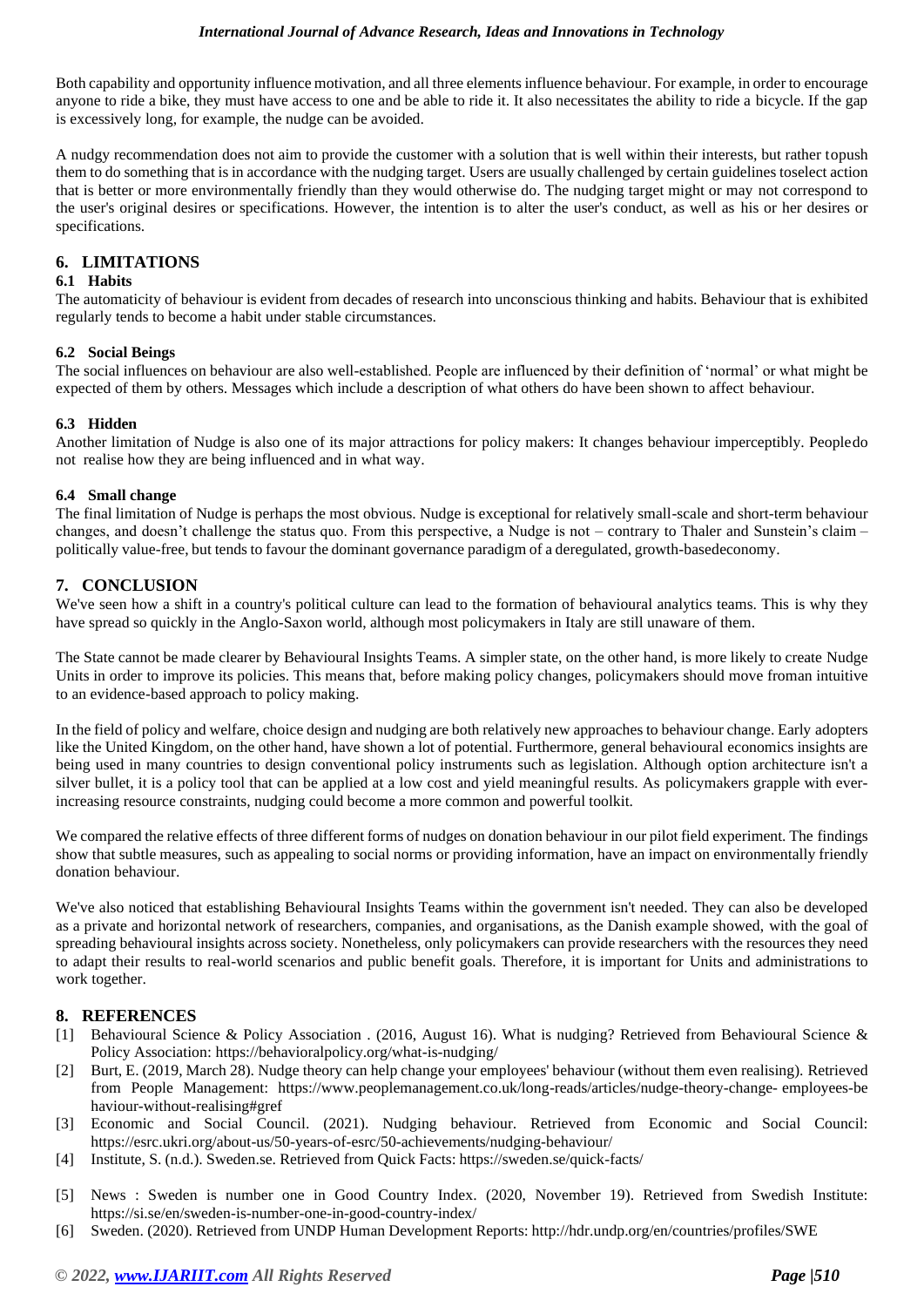Both capability and opportunity influence motivation, and all three elements influence behaviour. For example, in order to encourage anyone to ride a bike, they must have access to one and be able to ride it. It also necessitates the ability to ride a bicycle. If the gap is excessively long, for example, the nudge can be avoided.

A nudgy recommendation does not aim to provide the customer with a solution that is well within their interests, but rather topush them to do something that is in accordance with the nudging target. Users are usually challenged by certain guidelines toselect action that is better or more environmentally friendly than they would otherwise do. The nudging target might or may not correspond to the user's original desires or specifications. However, the intention is to alter the user's conduct, as well as his or her desires or specifications.

## 6. LIMITATIONS

### 6.1 Habits

The automaticity of behaviour is evident from decades of research into unconscious thinking and habits. Behaviour that is exhibited regularly tends to become a habit under stable circumstances.

### 6.2 Social Beings

The social influences on behaviour are also well-established. People are influenced by their definition of 'normal' or what might be expected of them by others. Messages which include a description of what others do have been shown to affect behaviour.

### 6.3 Hidden

Another limitation of Nudge is also one of its major attractions for policy makers: It changes behaviour imperceptibly. Peopledo not realise how they are being influenced and in what way.

### 6.4 Small change

The final limitation of Nudge is perhaps the most obvious. Nudge is exceptional for relatively small-scale and short-term behaviour changes, and doesn't challenge the status quo. From this perspective, a Nudge is not – contrary to Thaler and Sunstein's claim – politically value-free, but tends to favour the dominant governance paradigm of a deregulated, growth-basedeconomy.

## 7. CONCLUSION

We've seen how a shift in a country's political culture can lead to the formation of behavioural analytics teams. This is why they have spread so quickly in the Anglo-Saxon world, although most policymakers in Italy are still unaware of them.

The State cannot be made clearer by Behavioural Insights Teams. A simpler state, on the other hand, is more likely to create Nudge Units in order to improve its policies. This means that, before making policy changes, policymakers should move froman intuitive to an evidence-based approach to policy making.

In the field of policy and welfare, choice design and nudging are both relatively new approaches to behaviour change. Early adopters like the United Kingdom, on the other hand, have shown a lot of potential. Furthermore, general behavioural economics insights are being used in many countries to design conventional policy instruments such as legislation. Although option architecture isn't a silver bullet, it is a policy tool that can be applied at a low cost and yield meaningful results. As policymakers grapple with ever-increasing resource constraints, nudging could become a more common and powerful toolkit.

We compared the relative effects of three different forms of nudges on donation behaviour in our pilot field experiment. The findings show that subtle measures, such as appealing to social norms or providing information, have an impact on environmentally friendly donation behaviour.

We've also noticed that establishing Behavioural Insights Teams within the government isn't needed. They can also be developed as a private and horizontal network of researchers, companies, and organisations, as the Danish example showed, with the goal of spreading behavioural insights across society. Nonetheless, only policymakers can provide researchers with the resources they need to adapt their results to real-world scenarios and public benefit goals. Therefore, it is important for Units and administrations to work together.

## 8. REFERENCES

[1] Behavioural Science & Policy Association . (2016, August 16). What is nudging? Retrieved from Behavioural Science & Policy Association: https://behavioralpolicy.org/what-is-nudging/

[2] Burt, E. (2019, March 28). Nudge theory can help change your employees' behaviour (without them even realising). Retrieved from People Management: https://www.peoplemanagement.co.uk/long-reads/articles/nudge-theory-change- employees-be haviour-without-realising#gref

[3] Economic and Social Council. (2021). Nudging behaviour. Retrieved from Economic and Social Council: https://esrc.ukri.org/about-us/50-years-of-esrc/50-achievements/nudging-behaviour/

[4] Institute, S. (n.d.). Sweden.se. Retrieved from Quick Facts: https://sweden.se/quick-facts/

[5] News : Sweden is number one in Good Country Index. (2020, November 19). Retrieved from Swedish Institute: https://si.se/en/sweden-is-number-one-in-good-country-index/

[6] Sweden. (2020). Retrieved from UNDP Human Development Reports: http://hdr.undp.org/en/countries/profiles/SWE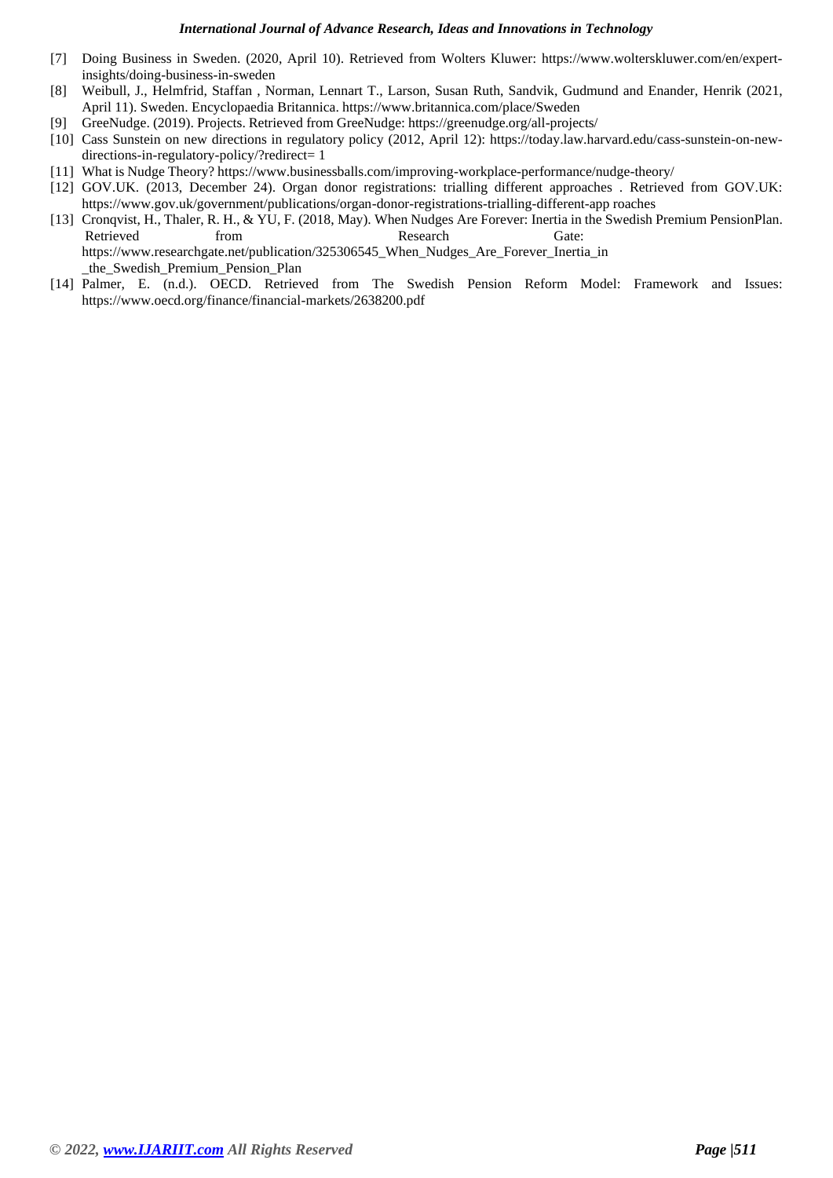[7] Doing Business in Sweden. (2020, April 10). Retrieved from Wolters Kluwer: https://www.wolterskluwer.com/en/expert-insights/doing-business-in-sweden

[8] Weibull, J., Helmfrid, Staffan , Norman, Lennart T., Larson, Susan Ruth, Sandvik, Gudmund and Enander, Henrik (2021, April 11). Sweden. Encyclopaedia Britannica. https://www.britannica.com/place/Sweden

[9] GreeNudge. (2019). Projects. Retrieved from GreeNudge: https://greenudge.org/all-projects/

[10] Cass Sunstein on new directions in regulatory policy (2012, April 12): https://today.law.harvard.edu/cass-sunstein-on-new-directions-in-regulatory-policy/?redirect= 1

[11] What is Nudge Theory? https://www.businessballs.com/improving-workplace-performance/nudge-theory/

[12] GOV.UK. (2013, December 24). Organ donor registrations: trialling different approaches . Retrieved from GOV.UK: https://www.gov.uk/government/publications/organ-donor-registrations-trialling-different-app roaches

[13] Cronqvist, H., Thaler, R. H., & YU, F. (2018, May). When Nudges Are Forever: Inertia in the Swedish Premium PensionPlan. Retrieved from Research Gate: https://www.researchgate.net/publication/325306545_When_Nudges_Are_Forever_Inertia_in _the_Swedish_Premium_Pension_Plan

[14] Palmer, E. (n.d.). OECD. Retrieved from The Swedish Pension Reform Model: Framework and Issues: https://www.oecd.org/finance/financial-markets/2638200.pdf